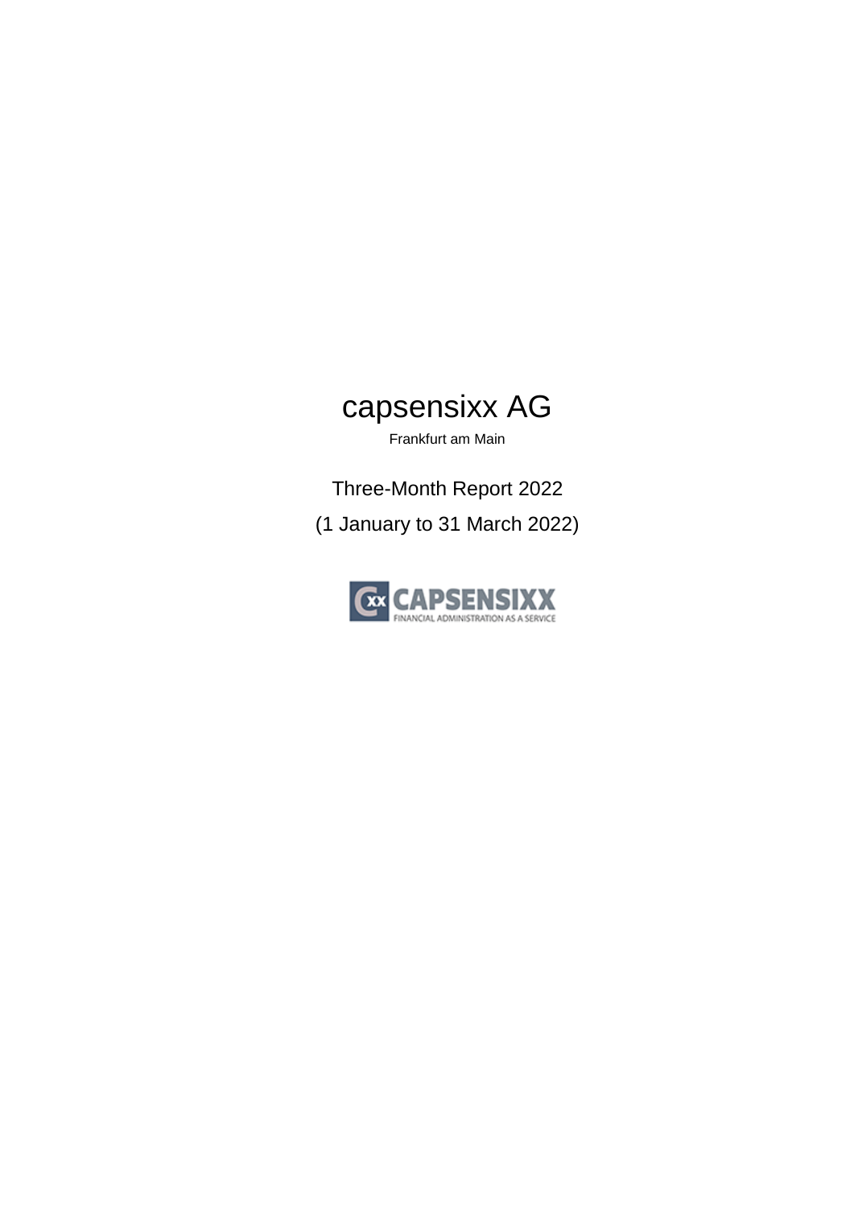# capsensixx AG

Frankfurt am Main

Three-Month Report 2022

(1 January to 31 March 2022)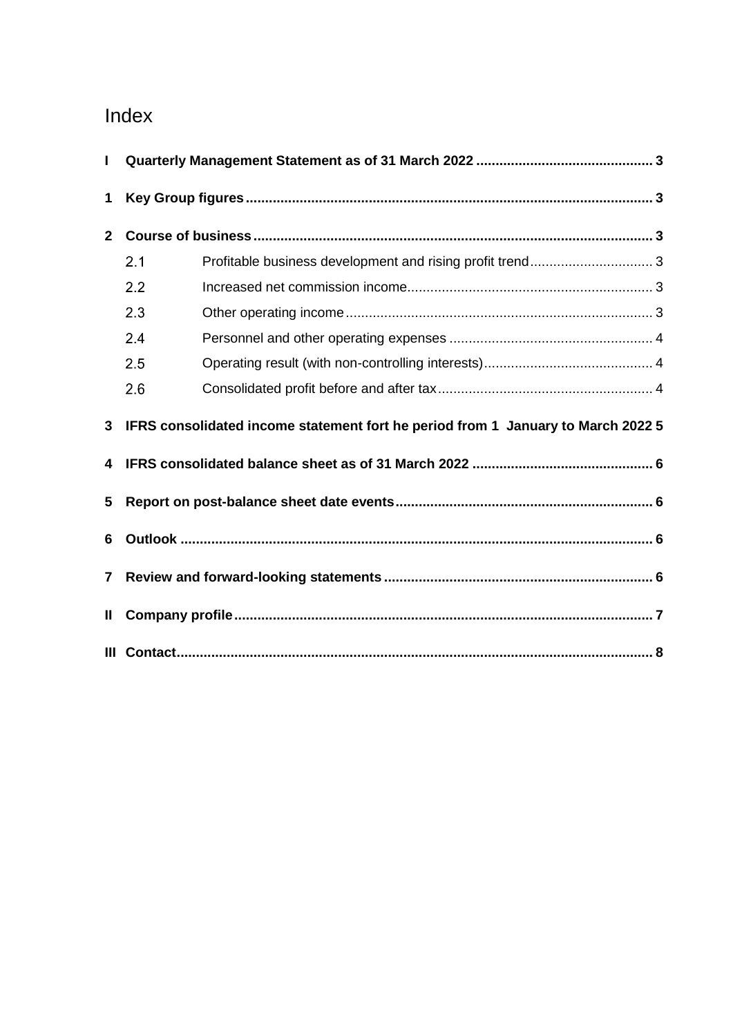# Index

**I Quarterly Management Statement as of 31 March 2022 .............................................. 3**

**1 Key Group figures ......................................................................................................... 3**

**2 Course of business ........................................................................................................ 3**

- 2.1 Profitable business development and rising profit trend ................................ 3
- 2.2 Increased net commission income ................................................................ 3
- 2.3 Other operating income ................................................................................ 3
- 2.4 Personnel and other operating expenses ..................................................... 4
- 2.5 Operating result (with non-controlling interests) ............................................ 4
- 2.6 Consolidated profit before and after tax ........................................................ 4

**3 IFRS consolidated income statement fort he period from 1 January to March 2022 5**

**4 IFRS consolidated balance sheet as of 31 March 2022 ............................................... 6**

**5 Report on post-balance sheet date events ................................................................... 6**

**6 Outlook .......................................................................................................................... 6**

**7 Review and forward-looking statements ...................................................................... 6**

**II Company profile ............................................................................................................ 7**

**III Contact .......................................................................................................................... 8**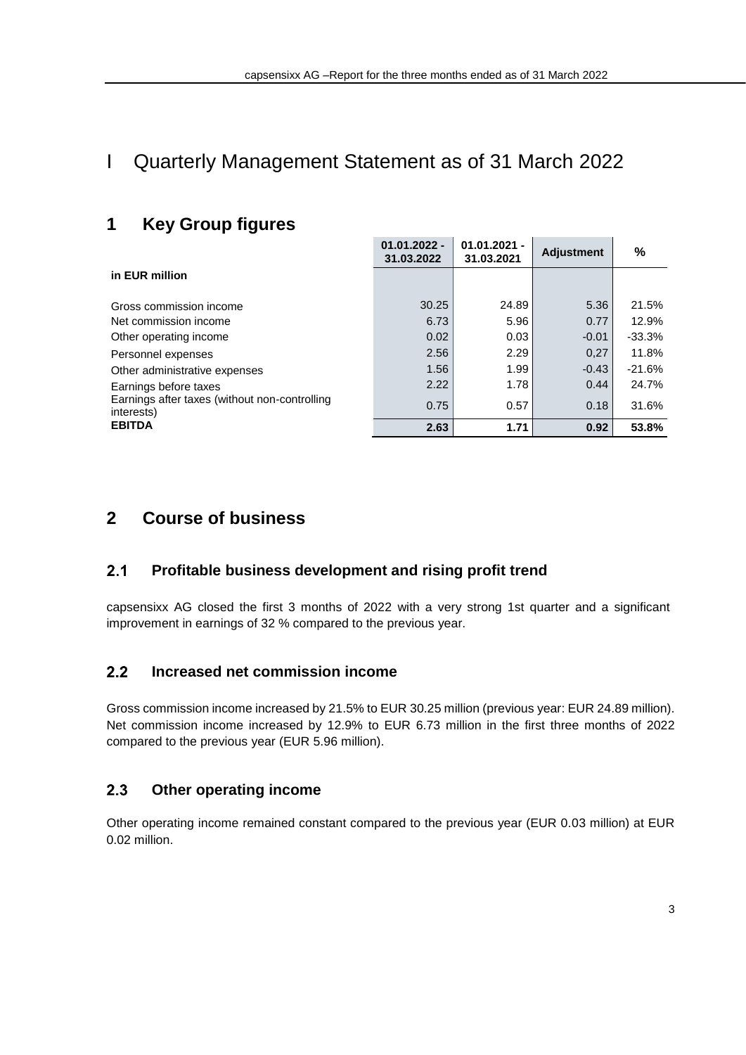# I Quarterly Management Statement as of 31 March 2022

## 1 Key Group figures

| in EUR million | 01.01.2022 - 31.03.2022 | 01.01.2021 - 31.03.2021 | Adjustment | % |
|---|---|---|---|---|
| Gross commission income | 30.25 | 24.89 | 5.36 | 21.5% |
| Net commission income | 6.73 | 5.96 | 0.77 | 12.9% |
| Other operating income | 0.02 | 0.03 | -0.01 | -33.3% |
| Personnel expenses | 2.56 | 2.29 | 0,27 | 11.8% |
| Other administrative expenses | 1.56 | 1.99 | -0.43 | -21.6% |
| Earnings before taxes | 2.22 | 1.78 | 0.44 | 24.7% |
| Earnings after taxes (without non-controlling interests) | 0.75 | 0.57 | 0.18 | 31.6% |
| **EBITDA** | **2.63** | **1.71** | **0.92** | **53.8%** |

## 2 Course of business

### 2.1 Profitable business development and rising profit trend

capsensixx AG closed the first 3 months of 2022 with a very strong 1st quarter and a significant improvement in earnings of 32 % compared to the previous year.

### 2.2 Increased net commission income

Gross commission income increased by 21.5% to EUR 30.25 million (previous year: EUR 24.89 million). Net commission income increased by 12.9% to EUR 6.73 million in the first three months of 2022 compared to the previous year (EUR 5.96 million).

### 2.3 Other operating income

Other operating income remained constant compared to the previous year (EUR 0.03 million) at EUR 0.02 million.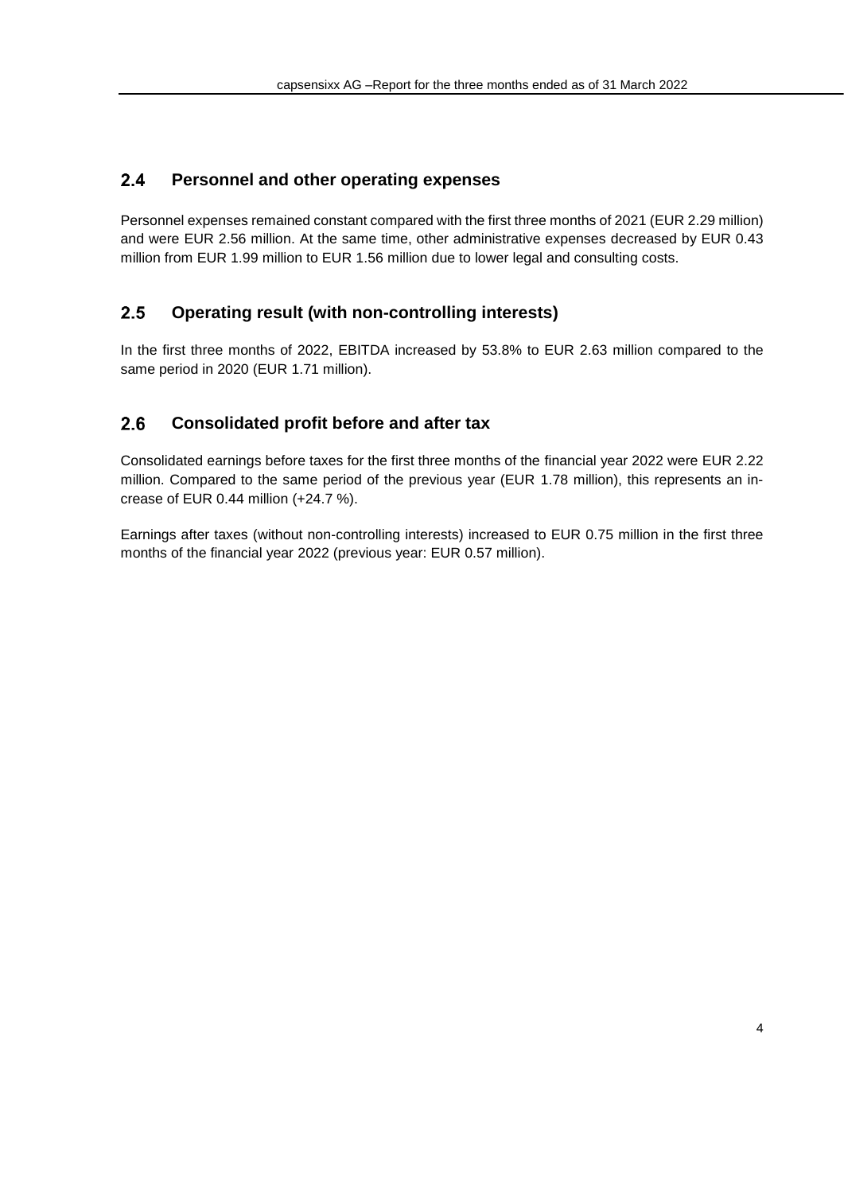## 2.4 Personnel and other operating expenses

Personnel expenses remained constant compared with the first three months of 2021 (EUR 2.29 million) and were EUR 2.56 million. At the same time, other administrative expenses decreased by EUR 0.43 million from EUR 1.99 million to EUR 1.56 million due to lower legal and consulting costs.

## 2.5 Operating result (with non-controlling interests)

In the first three months of 2022, EBITDA increased by 53.8% to EUR 2.63 million compared to the same period in 2020 (EUR 1.71 million).

## 2.6 Consolidated profit before and after tax

Consolidated earnings before taxes for the first three months of the financial year 2022 were EUR 2.22 million. Compared to the same period of the previous year (EUR 1.78 million), this represents an increase of EUR 0.44 million (+24.7 %).

Earnings after taxes (without non-controlling interests) increased to EUR 0.75 million in the first three months of the financial year 2022 (previous year: EUR 0.57 million).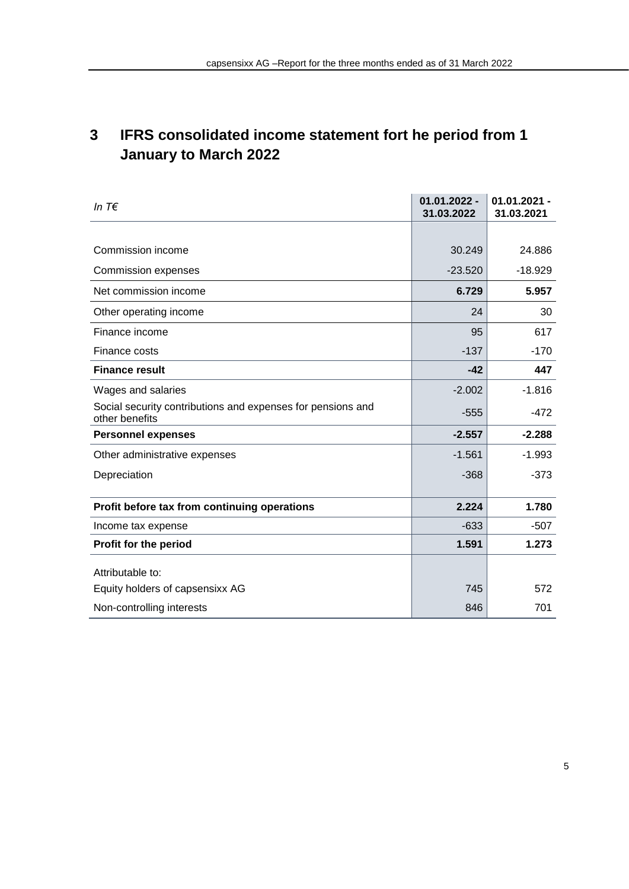# 3 IFRS consolidated income statement fort he period from 1 January to March 2022

| *In T€* | 01.01.2022 - 31.03.2022 | 01.01.2021 - 31.03.2021 |
|---|---|---|
| Commission income | 30.249 | 24.886 |
| Commission expenses | -23.520 | -18.929 |
| Net commission income | **6.729** | **5.957** |
| Other operating income | 24 | 30 |
| Finance income | 95 | 617 |
| Finance costs | -137 | -170 |
| **Finance result** | **-42** | **447** |
| Wages and salaries | -2.002 | -1.816 |
| Social security contributions and expenses for pensions and other benefits | -555 | -472 |
| **Personnel expenses** | **-2.557** | **-2.288** |
| Other administrative expenses | -1.561 | -1.993 |
| Depreciation | -368 | -373 |
| **Profit before tax from continuing operations** | **2.224** | **1.780** |
| Income tax expense | -633 | -507 |
| **Profit for the period** | **1.591** | **1.273** |
| Attributable to: | | |
| Equity holders of capsensixx AG | 745 | 572 |
| Non-controlling interests | 846 | 701 |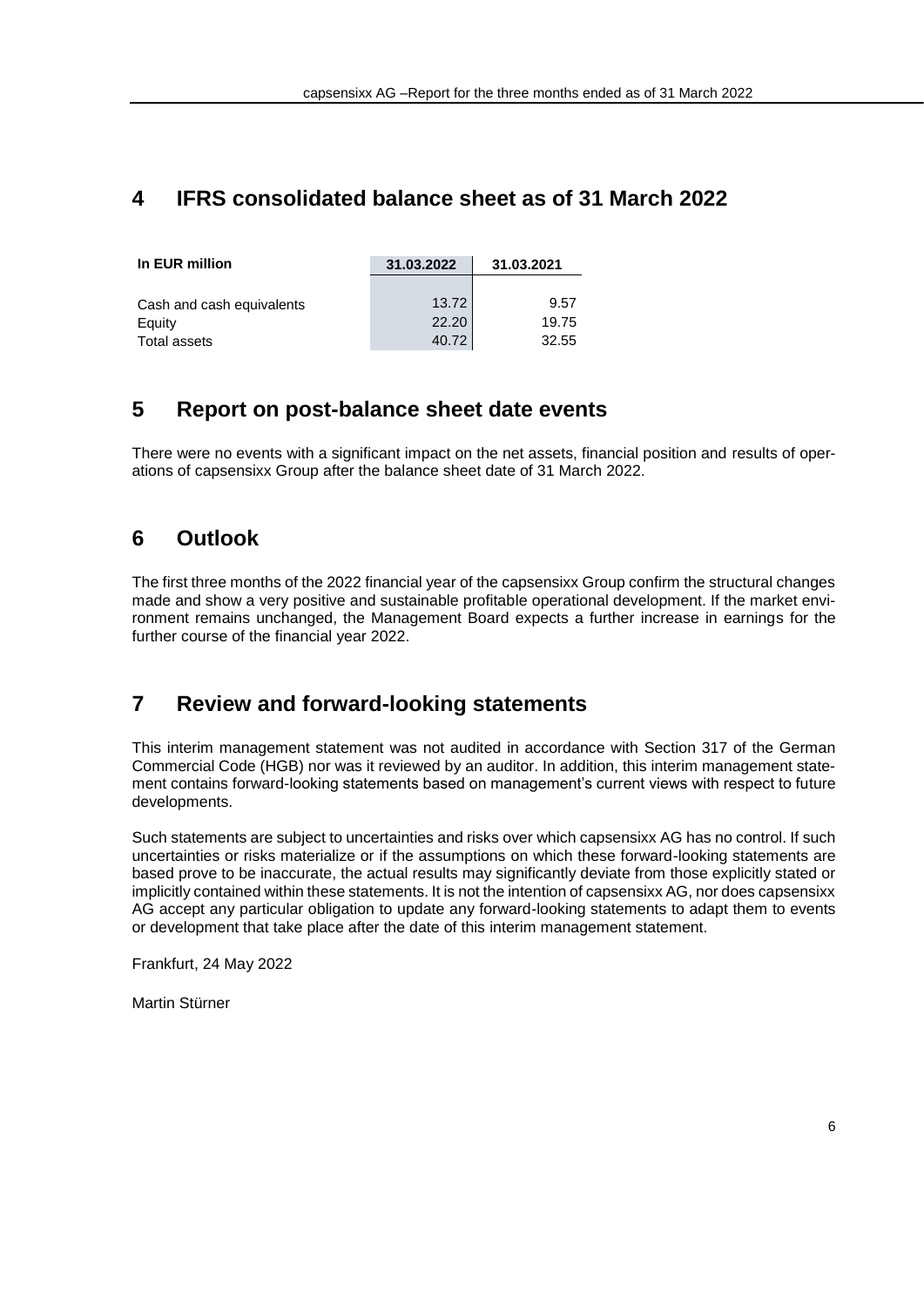## 4 IFRS consolidated balance sheet as of 31 March 2022

| In EUR million | 31.03.2022 | 31.03.2021 |
|---|---|---|
| Cash and cash equivalents | 13.72 | 9.57 |
| Equity | 22.20 | 19.75 |
| Total assets | 40.72 | 32.55 |

## 5 Report on post-balance sheet date events

There were no events with a significant impact on the net assets, financial position and results of operations of capsensixx Group after the balance sheet date of 31 March 2022.

## 6 Outlook

The first three months of the 2022 financial year of the capsensixx Group confirm the structural changes made and show a very positive and sustainable profitable operational development. If the market environment remains unchanged, the Management Board expects a further increase in earnings for the further course of the financial year 2022.

## 7 Review and forward-looking statements

This interim management statement was not audited in accordance with Section 317 of the German Commercial Code (HGB) nor was it reviewed by an auditor. In addition, this interim management statement contains forward-looking statements based on management's current views with respect to future developments.

Such statements are subject to uncertainties and risks over which capsensixx AG has no control. If such uncertainties or risks materialize or if the assumptions on which these forward-looking statements are based prove to be inaccurate, the actual results may significantly deviate from those explicitly stated or implicitly contained within these statements. It is not the intention of capsensixx AG, nor does capsensixx AG accept any particular obligation to update any forward-looking statements to adapt them to events or development that take place after the date of this interim management statement.

Frankfurt, 24 May 2022

Martin Stürner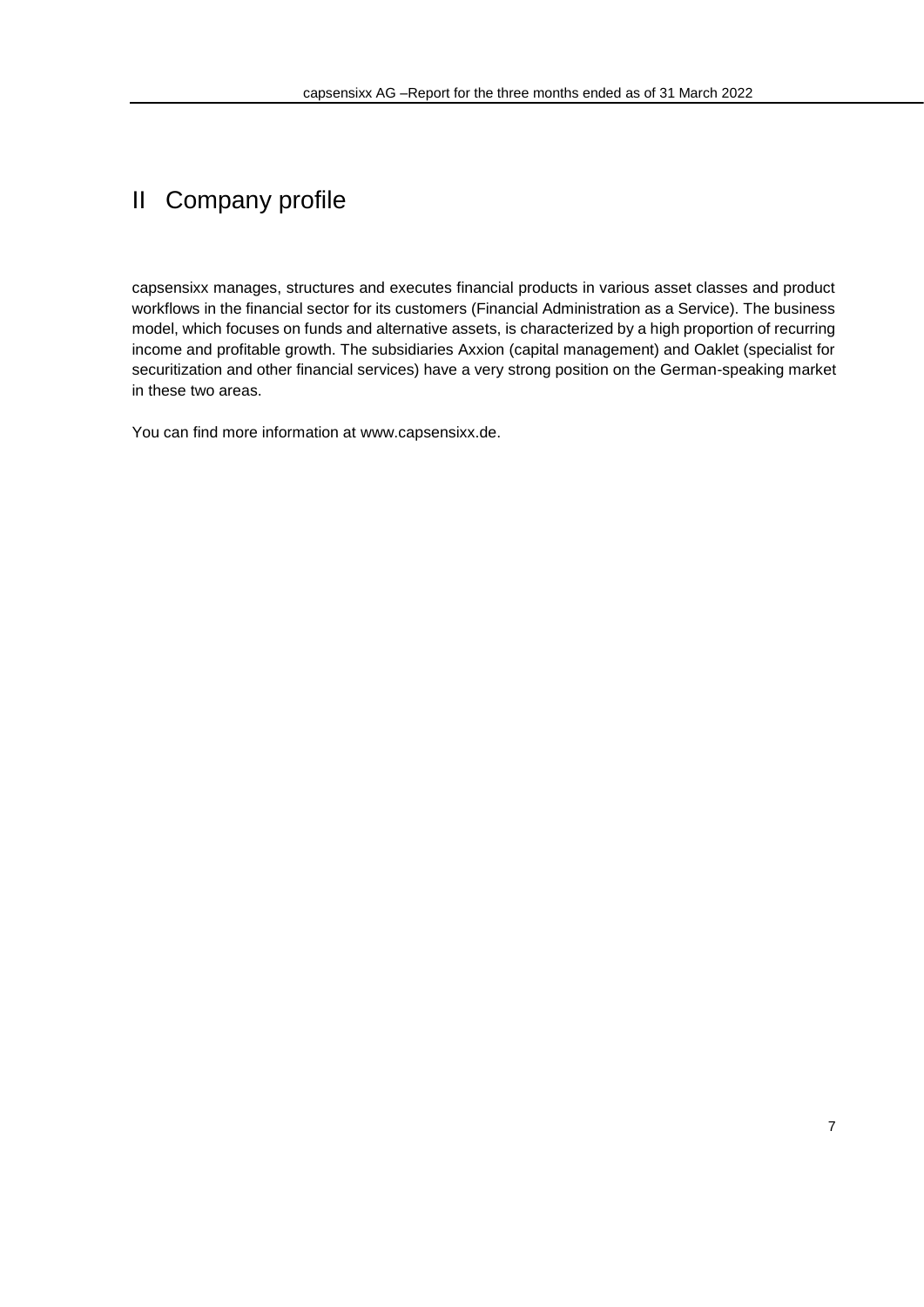# II Company profile

capsensixx manages, structures and executes financial products in various asset classes and product workflows in the financial sector for its customers (Financial Administration as a Service). The business model, which focuses on funds and alternative assets, is characterized by a high proportion of recurring income and profitable growth. The subsidiaries Axxion (capital management) and Oaklet (specialist for securitization and other financial services) have a very strong position on the German-speaking market in these two areas.

You can find more information at www.capsensixx.de.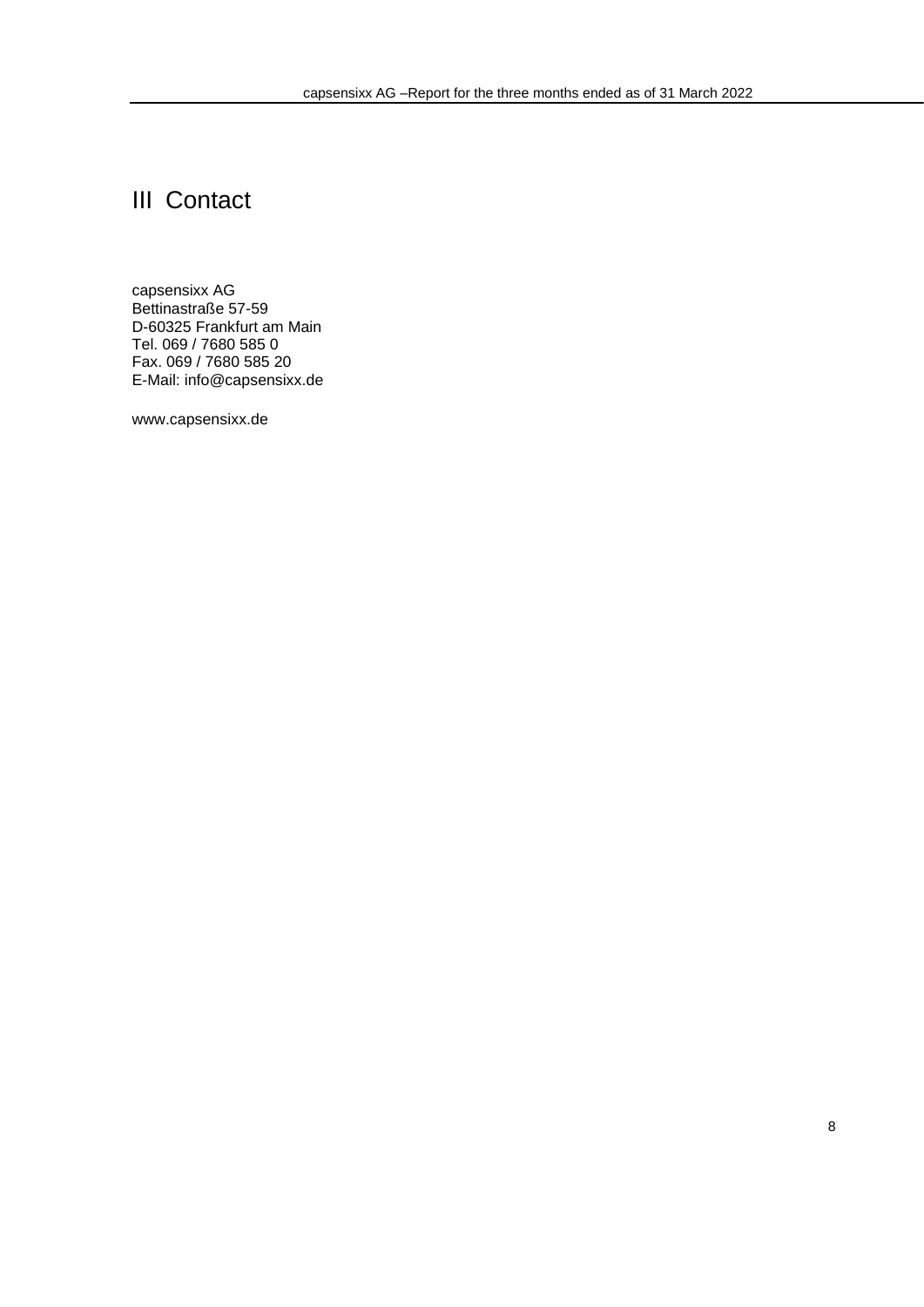# III Contact

capsensixx AG
Bettinastraße 57-59
D-60325 Frankfurt am Main
Tel. 069 / 7680 585 0
Fax. 069 / 7680 585 20
E-Mail: info@capsensixx.de

www.capsensixx.de